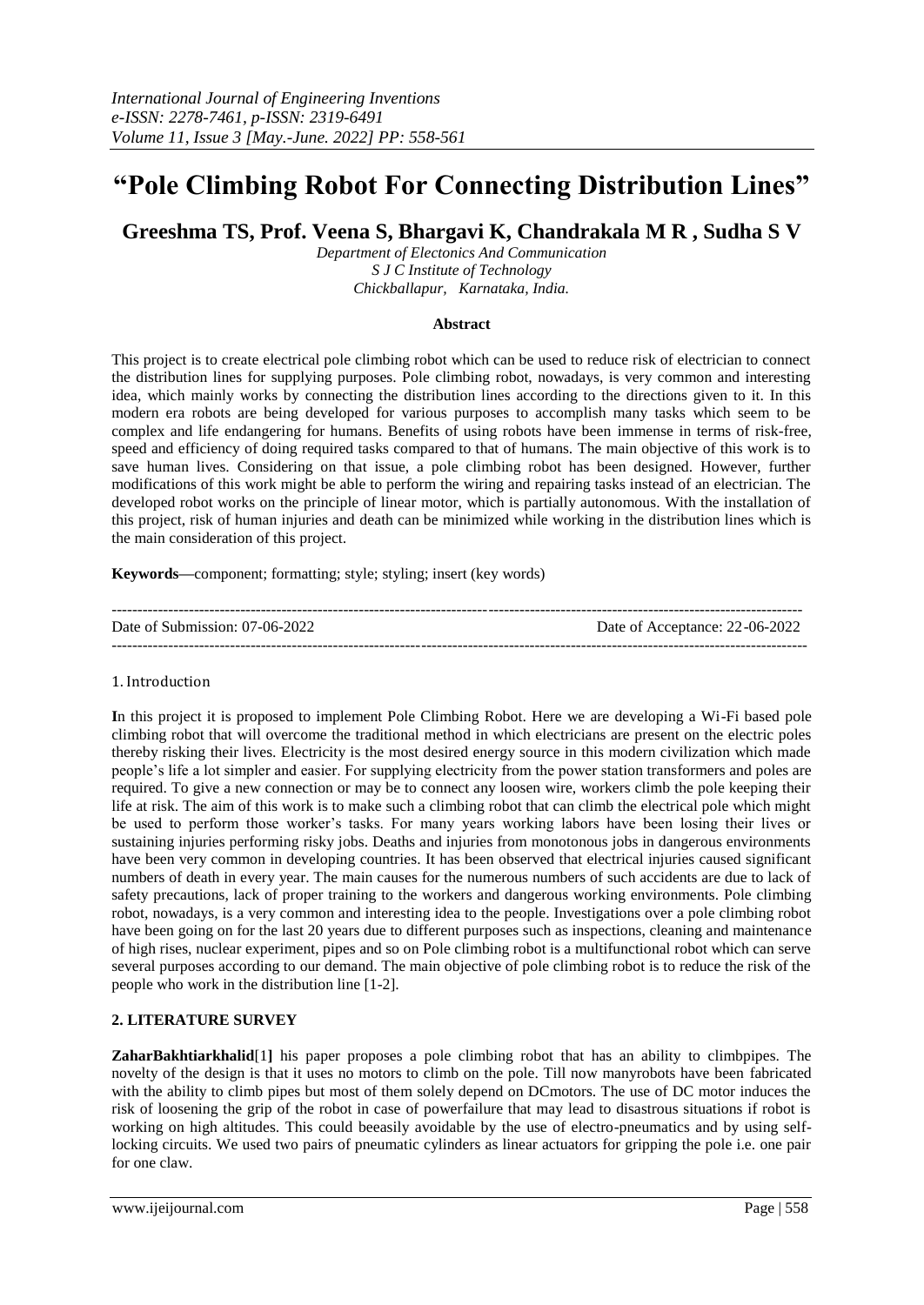# "Pole Climbing Robot For Connecting Distribution Lines"

**Greeshma TS, Prof. Veena S, Bhargavi K, Chandrakala M R , Sudha S V**

*Department of Electonics And Communication*
*S J C Institute of Technology*
*Chickballapur, Karnataka, India.*

### Abstract

This project is to create electrical pole climbing robot which can be used to reduce risk of electrician to connect the distribution lines for supplying purposes. Pole climbing robot, nowadays, is very common and interesting idea, which mainly works by connecting the distribution lines according to the directions given to it. In this modern era robots are being developed for various purposes to accomplish many tasks which seem to be complex and life endangering for humans. Benefits of using robots have been immense in terms of risk-free, speed and efficiency of doing required tasks compared to that of humans. The main objective of this work is to save human lives. Considering on that issue, a pole climbing robot has been designed. However, further modifications of this work might be able to perform the wiring and repairing tasks instead of an electrician. The developed robot works on the principle of linear motor, which is partially autonomous. With the installation of this project, risk of human injuries and death can be minimized while working in the distribution lines which is the main consideration of this project.

**Keywords—**component; formatting; style; styling; insert (key words)

---

Date of Submission: 07-06-2022 Date of Acceptance: 22-06-2022

---

## 1. Introduction

**I**n this project it is proposed to implement Pole Climbing Robot. Here we are developing a Wi-Fi based pole climbing robot that will overcome the traditional method in which electricians are present on the electric poles thereby risking their lives. Electricity is the most desired energy source in this modern civilization which made people's life a lot simpler and easier. For supplying electricity from the power station transformers and poles are required. To give a new connection or may be to connect any loosen wire, workers climb the pole keeping their life at risk. The aim of this work is to make such a climbing robot that can climb the electrical pole which might be used to perform those worker's tasks. For many years working labors have been losing their lives or sustaining injuries performing risky jobs. Deaths and injuries from monotonous jobs in dangerous environments have been very common in developing countries. It has been observed that electrical injuries caused significant numbers of death in every year. The main causes for the numerous numbers of such accidents are due to lack of safety precautions, lack of proper training to the workers and dangerous working environments. Pole climbing robot, nowadays, is a very common and interesting idea to the people. Investigations over a pole climbing robot have been going on for the last 20 years due to different purposes such as inspections, cleaning and maintenance of high rises, nuclear experiment, pipes and so on Pole climbing robot is a multifunctional robot which can serve several purposes according to our demand. The main objective of pole climbing robot is to reduce the risk of the people who work in the distribution line [1-2].

## 2. LITERATURE SURVEY

**ZaharBakhtiarkhalid**[1**]** his paper proposes a pole climbing robot that has an ability to climbpipes. The novelty of the design is that it uses no motors to climb on the pole. Till now manyrobots have been fabricated with the ability to climb pipes but most of them solely depend on DCmotors. The use of DC motor induces the risk of loosening the grip of the robot in case of powerfailure that may lead to disastrous situations if robot is working on high altitudes. This could beeasily avoidable by the use of electro-pneumatics and by using self-locking circuits. We used two pairs of pneumatic cylinders as linear actuators for gripping the pole i.e. one pair for one claw.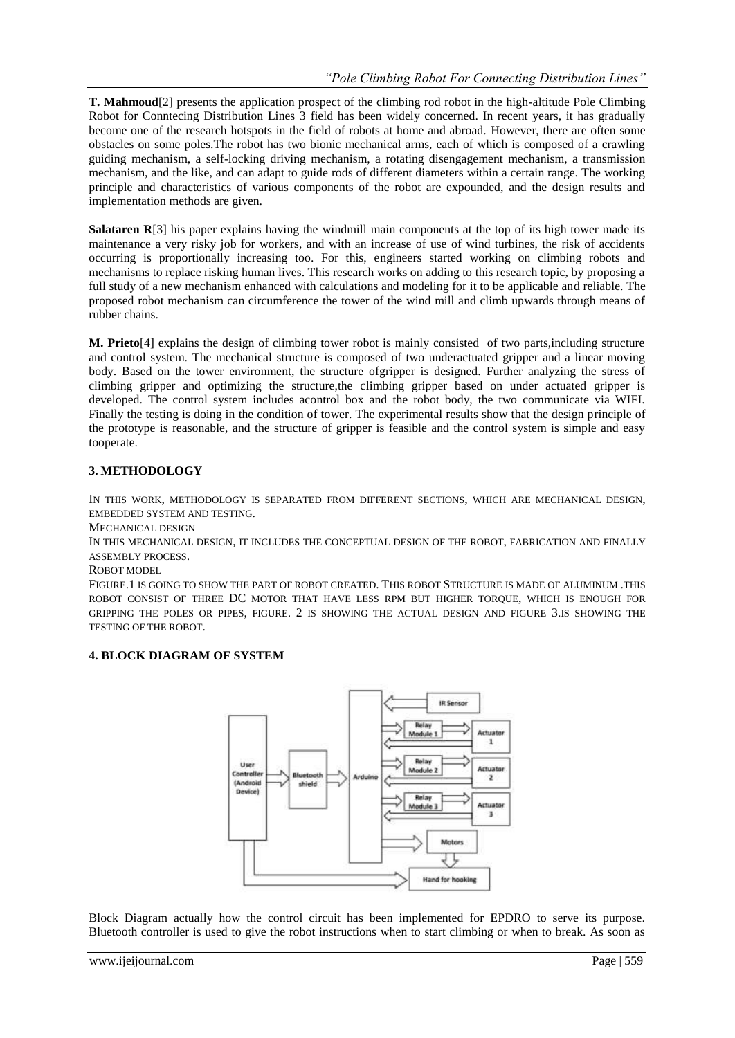**T. Mahmoud**[2] presents the application prospect of the climbing rod robot in the high-altitude Pole Climbing Robot for Conntecing Distribution Lines 3 field has been widely concerned. In recent years, it has gradually become one of the research hotspots in the field of robots at home and abroad. However, there are often some obstacles on some poles.The robot has two bionic mechanical arms, each of which is composed of a crawling guiding mechanism, a self-locking driving mechanism, a rotating disengagement mechanism, a transmission mechanism, and the like, and can adapt to guide rods of different diameters within a certain range. The working principle and characteristics of various components of the robot are expounded, and the design results and implementation methods are given.

**Salataren R**[3] his paper explains having the windmill main components at the top of its high tower made its maintenance a very risky job for workers, and with an increase of use of wind turbines, the risk of accidents occurring is proportionally increasing too. For this, engineers started working on climbing robots and mechanisms to replace risking human lives. This research works on adding to this research topic, by proposing a full study of a new mechanism enhanced with calculations and modeling for it to be applicable and reliable. The proposed robot mechanism can circumference the tower of the wind mill and climb upwards through means of rubber chains.

**M. Prieto**[4] explains the design of climbing tower robot is mainly consisted of two parts,including structure and control system. The mechanical structure is composed of two underactuated gripper and a linear moving body. Based on the tower environment, the structure ofgripper is designed. Further analyzing the stress of climbing gripper and optimizing the structure,the climbing gripper based on under actuated gripper is developed. The control system includes acontrol box and the robot body, the two communicate via WIFI. Finally the testing is doing in the condition of tower. The experimental results show that the design principle of the prototype is reasonable, and the structure of gripper is feasible and the control system is simple and easy tooperate.

## 3. METHODOLOGY

In this work, methodology is separated from different sections, which are mechanical design, embedded system and testing.

Mechanical design

In this mechanical design, it includes the conceptual design of the robot, fabrication and finally assembly process.

Robot model

Figure.1 is going to show the part of robot created. This robot Structure is made of aluminum .This robot consist of three DC motor that have less rpm but higher torque, which is enough for gripping the poles or pipes, figure. 2 is showing the actual design and figure 3.is showing the testing of the robot.

## 4. BLOCK DIAGRAM OF SYSTEM

Block Diagram actually how the control circuit has been implemented for EPDRO to serve its purpose. Bluetooth controller is used to give the robot instructions when to start climbing or when to break. As soon as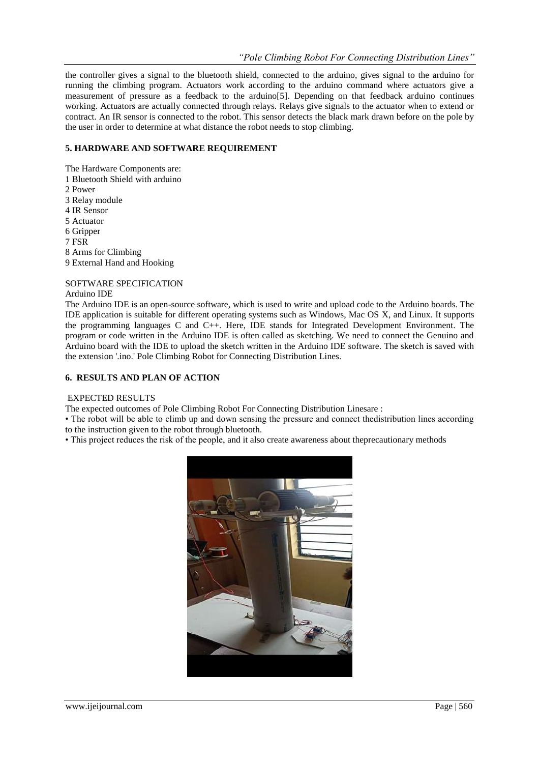the controller gives a signal to the bluetooth shield, connected to the arduino, gives signal to the arduino for running the climbing program. Actuators work according to the arduino command where actuators give a measurement of pressure as a feedback to the arduino[5]. Depending on that feedback arduino continues working. Actuators are actually connected through relays. Relays give signals to the actuator when to extend or contract. An IR sensor is connected to the robot. This sensor detects the black mark drawn before on the pole by the user in order to determine at what distance the robot needs to stop climbing.

## 5. HARDWARE AND SOFTWARE REQUIREMENT

The Hardware Components are:

1 Bluetooth Shield with arduino
2 Power
3 Relay module
4 IR Sensor
5 Actuator
6 Gripper
7 FSR
8 Arms for Climbing
9 External Hand and Hooking

SOFTWARE SPECIFICATION

Arduino IDE

The Arduino IDE is an open-source software, which is used to write and upload code to the Arduino boards. The IDE application is suitable for different operating systems such as Windows, Mac OS X, and Linux. It supports the programming languages C and C++. Here, IDE stands for Integrated Development Environment. The program or code written in the Arduino IDE is often called as sketching. We need to connect the Genuino and Arduino board with the IDE to upload the sketch written in the Arduino IDE software. The sketch is saved with the extension '.ino.' Pole Climbing Robot for Connecting Distribution Lines.

## 6. RESULTS AND PLAN OF ACTION

EXPECTED RESULTS

The expected outcomes of Pole Climbing Robot For Connecting Distribution Linesare :

- The robot will be able to climb up and down sensing the pressure and connect thedistribution lines according to the instruction given to the robot through bluetooth.
- This project reduces the risk of the people, and it also create awareness about theprecautionary methods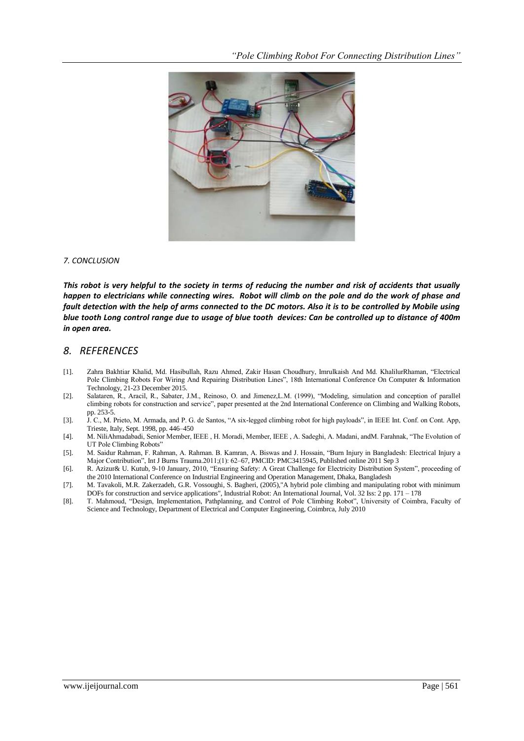*7. CONCLUSION*

***This robot is very helpful to the society in terms of reducing the number and risk of accidents that usually happen to electricians while connecting wires. Robot will climb on the pole and do the work of phase and fault detection with the help of arms connected to the DC motors. Also it is to be controlled by Mobile using blue tooth Long control range due to usage of blue tooth devices: Can be controlled up to distance of 400m in open area.***

## *8. REFERENCES*

[1]. Zahra Bakhtiar Khalid, Md. Hasibullah, Razu Ahmed, Zakir Hasan Choudhury, Imrulkaish And Md. KhalilurRhaman, "Electrical Pole Climbing Robots For Wiring And Repairing Distribution Lines", 18th International Conference On Computer & Information Technology, 21-23 December 2015.

[2]. Salataren, R., Aracil, R., Sabater, J.M., Reinoso, O. and Jimenez,L.M. (1999), "Modeling, simulation and conception of parallel climbing robots for construction and service", paper presented at the 2nd International Conference on Climbing and Walking Robots, pp. 253-5.

[3]. J. C., M. Prieto, M. Armada, and P. G. de Santos, "A six-legged climbing robot for high payloads", in IEEE Int. Conf. on Cont. App, Trieste, Italy, Sept. 1998, pp. 446–450

[4]. M. NiliAhmadabadi, Senior Member, IEEE , H. Moradi, Member, IEEE , A. Sadeghi, A. Madani, andM. Farahnak, "The Evolution of UT Pole Climbing Robots"

[5]. M. Saidur Rahman, F. Rahman, A. Rahman. B. Kamran, A. Biswas and J. Hossain, "Burn Injury in Bangladesh: Electrical Injury a Major Contribution", Int J Burns Trauma.2011;(1): 62–67, PMCID: PMC3415945, Published online 2011 Sep 3

[6]. R. Azizur& U. Kutub, 9-10 January, 2010, "Ensuring Safety: A Great Challenge for Electricity Distribution System", proceeding of the 2010 International Conference on Industrial Engineering and Operation Management, Dhaka, Bangladesh

[7]. M. Tavakoli, M.R. Zakerzadeh, G.R. Vossoughi, S. Bagheri, (2005),"A hybrid pole climbing and manipulating robot with minimum DOFs for construction and service applications", Industrial Robot: An International Journal, Vol. 32 Iss: 2 pp. 171 – 178

[8]. T. Mahmoud, "Design, Implementation, Pathplanning, and Control of Pole Climbing Robot", University of Coimbra, Faculty of Science and Technology, Department of Electrical and Computer Engineering, Coimbrca, July 2010